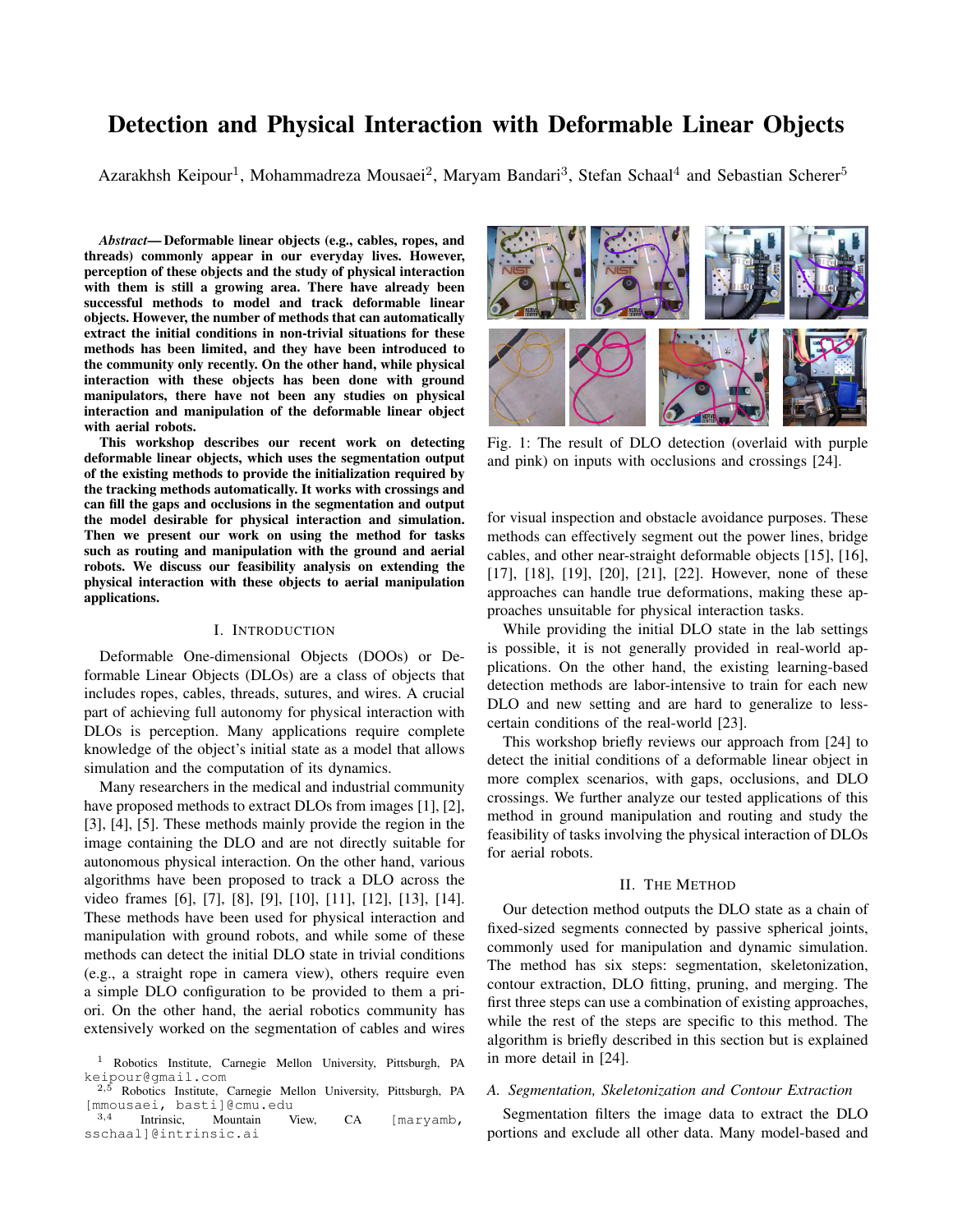# Detection and Physical Interaction with Deformable Linear Objects

Azarakhsh Keipour[1], Mohammadreza Mousaei[2], Maryam Bandari[3], Stefan Schaal[4] and Sebastian Scherer[5]

***Abstract*— Deformable linear objects (e.g., cables, ropes, and threads) commonly appear in our everyday lives. However, perception of these objects and the study of physical interaction with them is still a growing area. There have already been successful methods to model and track deformable linear objects. However, the number of methods that can automatically extract the initial conditions in non-trivial situations for these methods has been limited, and they have been introduced to the community only recently. On the other hand, while physical interaction with these objects has been done with ground manipulators, there have not been any studies on physical interaction and manipulation of the deformable linear object with aerial robots.**

**This workshop describes our recent work on detecting deformable linear objects, which uses the segmentation output of the existing methods to provide the initialization required by the tracking methods automatically. It works with crossings and can fill the gaps and occlusions in the segmentation and output the model desirable for physical interaction and simulation. Then we present our work on using the method for tasks such as routing and manipulation with the ground and aerial robots. We discuss our feasibility analysis on extending the physical interaction with these objects to aerial manipulation applications.**

## I. Introduction

Deformable One-dimensional Objects (DOOs) or Deformable Linear Objects (DLOs) are a class of objects that includes ropes, cables, threads, sutures, and wires. A crucial part of achieving full autonomy for physical interaction with DLOs is perception. Many applications require complete knowledge of the object's initial state as a model that allows simulation and the computation of its dynamics.

Many researchers in the medical and industrial community have proposed methods to extract DLOs from images [1], [2], [3], [4], [5]. These methods mainly provide the region in the image containing the DLO and are not directly suitable for autonomous physical interaction. On the other hand, various algorithms have been proposed to track a DLO across the video frames [6], [7], [8], [9], [10], [11], [12], [13], [14]. These methods have been used for physical interaction and manipulation with ground robots, and while some of these methods can detect the initial DLO state in trivial conditions (e.g., a straight rope in camera view), others require even a simple DLO configuration to be provided to them a priori. On the other hand, the aerial robotics community has extensively worked on the segmentation of cables and wires for visual inspection and obstacle avoidance purposes. These methods can effectively segment out the power lines, bridge cables, and other near-straight deformable objects [15], [16], [17], [18], [19], [20], [21], [22]. However, none of these approaches can handle true deformations, making these approaches unsuitable for physical interaction tasks.

[1] Robotics Institute, Carnegie Mellon University, Pittsburgh, PA keipour@gmail.com

[2,5] Robotics Institute, Carnegie Mellon University, Pittsburgh, PA [mmousaei, basti]@cmu.edu

[3,4] Intrinsic, Mountain View, CA [maryamb, sschaal]@intrinsic.ai

Fig. 1: The result of DLO detection (overlaid with purple and pink) on inputs with occlusions and crossings [24].

While providing the initial DLO state in the lab settings is possible, it is not generally provided in real-world applications. On the other hand, the existing learning-based detection methods are labor-intensive to train for each new DLO and new setting and are hard to generalize to less-certain conditions of the real-world [23].

This workshop briefly reviews our approach from [24] to detect the initial conditions of a deformable linear object in more complex scenarios, with gaps, occlusions, and DLO crossings. We further analyze our tested applications of this method in ground manipulation and routing and study the feasibility of tasks involving the physical interaction of DLOs for aerial robots.

## II. The Method

Our detection method outputs the DLO state as a chain of fixed-sized segments connected by passive spherical joints, commonly used for manipulation and dynamic simulation. The method has six steps: segmentation, skeletonization, contour extraction, DLO fitting, pruning, and merging. The first three steps can use a combination of existing approaches, while the rest of the steps are specific to this method. The algorithm is briefly described in this section but is explained in more detail in [24].

### A. Segmentation, Skeletonization and Contour Extraction

Segmentation filters the image data to extract the DLO portions and exclude all other data. Many model-based and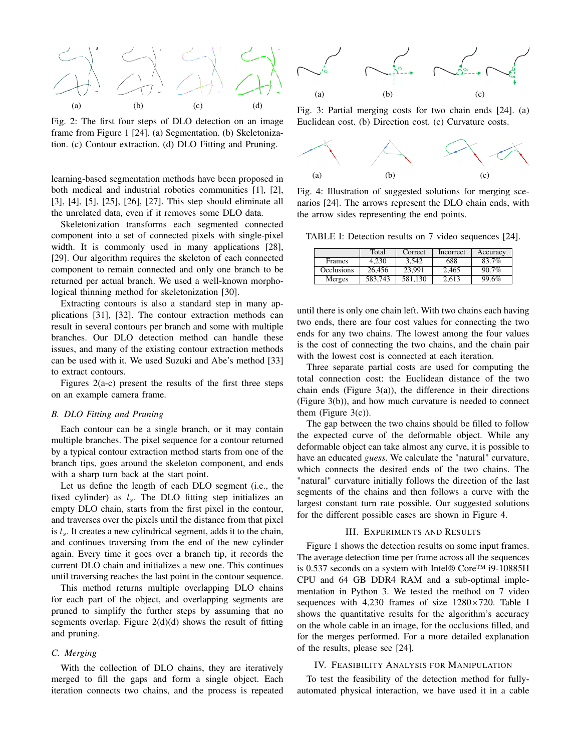Fig. 2: The first four steps of DLO detection on an image frame from Figure 1 [24]. (a) Segmentation. (b) Skeletonization. (c) Contour extraction. (d) DLO Fitting and Pruning.

learning-based segmentation methods have been proposed in both medical and industrial robotics communities [1], [2], [3], [4], [5], [25], [26], [27]. This step should eliminate all the unrelated data, even if it removes some DLO data.

Skeletonization transforms each segmented connected component into a set of connected pixels with single-pixel width. It is commonly used in many applications [28], [29]. Our algorithm requires the skeleton of each connected component to remain connected and only one branch to be returned per actual branch. We used a well-known morphological thinning method for skeletonization [30].

Extracting contours is also a standard step in many applications [31], [32]. The contour extraction methods can result in several contours per branch and some with multiple branches. Our DLO detection method can handle these issues, and many of the existing contour extraction methods can be used with it. We used Suzuki and Abe's method [33] to extract contours.

Figures 2(a-c) present the results of the first three steps on an example camera frame.

### B. DLO Fitting and Pruning

Each contour can be a single branch, or it may contain multiple branches. The pixel sequence for a contour returned by a typical contour extraction method starts from one of the branch tips, goes around the skeleton component, and ends with a sharp turn back at the start point.

Let us define the length of each DLO segment (i.e., the fixed cylinder) as $l_s$. The DLO fitting step initializes an empty DLO chain, starts from the first pixel in the contour, and traverses over the pixels until the distance from that pixel is $l_s$. It creates a new cylindrical segment, adds it to the chain, and continues traversing from the end of the new cylinder again. Every time it goes over a branch tip, it records the current DLO chain and initializes a new one. This continues until traversing reaches the last point in the contour sequence.

This method returns multiple overlapping DLO chains for each part of the object, and overlapping segments are pruned to simplify the further steps by assuming that no segments overlap. Figure 2(d)(d) shows the result of fitting and pruning.

### C. Merging

With the collection of DLO chains, they are iteratively merged to fill the gaps and form a single object. Each iteration connects two chains, and the process is repeated until there is only one chain left. With two chains each having two ends, there are four cost values for connecting the two ends for any two chains. The lowest among the four values is the cost of connecting the two chains, and the chain pair with the lowest cost is connected at each iteration.

Fig. 3: Partial merging costs for two chain ends [24]. (a) Euclidean cost. (b) Direction cost. (c) Curvature costs.

Fig. 4: Illustration of suggested solutions for merging scenarios [24]. The arrows represent the DLO chain ends, with the arrow sides representing the end points.

TABLE I: Detection results on 7 video sequences [24].

| | Total | Correct | Incorrect | Accuracy |
|---|---|---|---|---|
| Frames | 4,230 | 3,542 | 688 | 83.7% |
| Occlusions | 26,456 | 23,991 | 2,465 | 90.7% |
| Merges | 583,743 | 581,130 | 2,613 | 99.6% |

Three separate partial costs are used for computing the total connection cost: the Euclidean distance of the two chain ends (Figure 3(a)), the difference in their directions (Figure 3(b)), and how much curvature is needed to connect them (Figure 3(c)).

The gap between the two chains should be filled to follow the expected curve of the deformable object. While any deformable object can take almost any curve, it is possible to have an educated *guess*. We calculate the "natural" curvature, which connects the desired ends of the two chains. The "natural" curvature initially follows the direction of the last segments of the chains and then follows a curve with the largest constant turn rate possible. Our suggested solutions for the different possible cases are shown in Figure 4.

## III. Experiments and Results

Figure 1 shows the detection results on some input frames. The average detection time per frame across all the sequences is 0.537 seconds on a system with Intel® Core™ i9-10885H CPU and 64 GB DDR4 RAM and a sub-optimal implementation in Python 3. We tested the method on 7 video sequences with 4,230 frames of size 1280×720. Table I shows the quantitative results for the algorithm's accuracy on the whole cable in an image, for the occlusions filled, and for the merges performed. For a more detailed explanation of the results, please see [24].

## IV. Feasibility Analysis for Manipulation

To test the feasibility of the detection method for fully-automated physical interaction, we have used it in a cable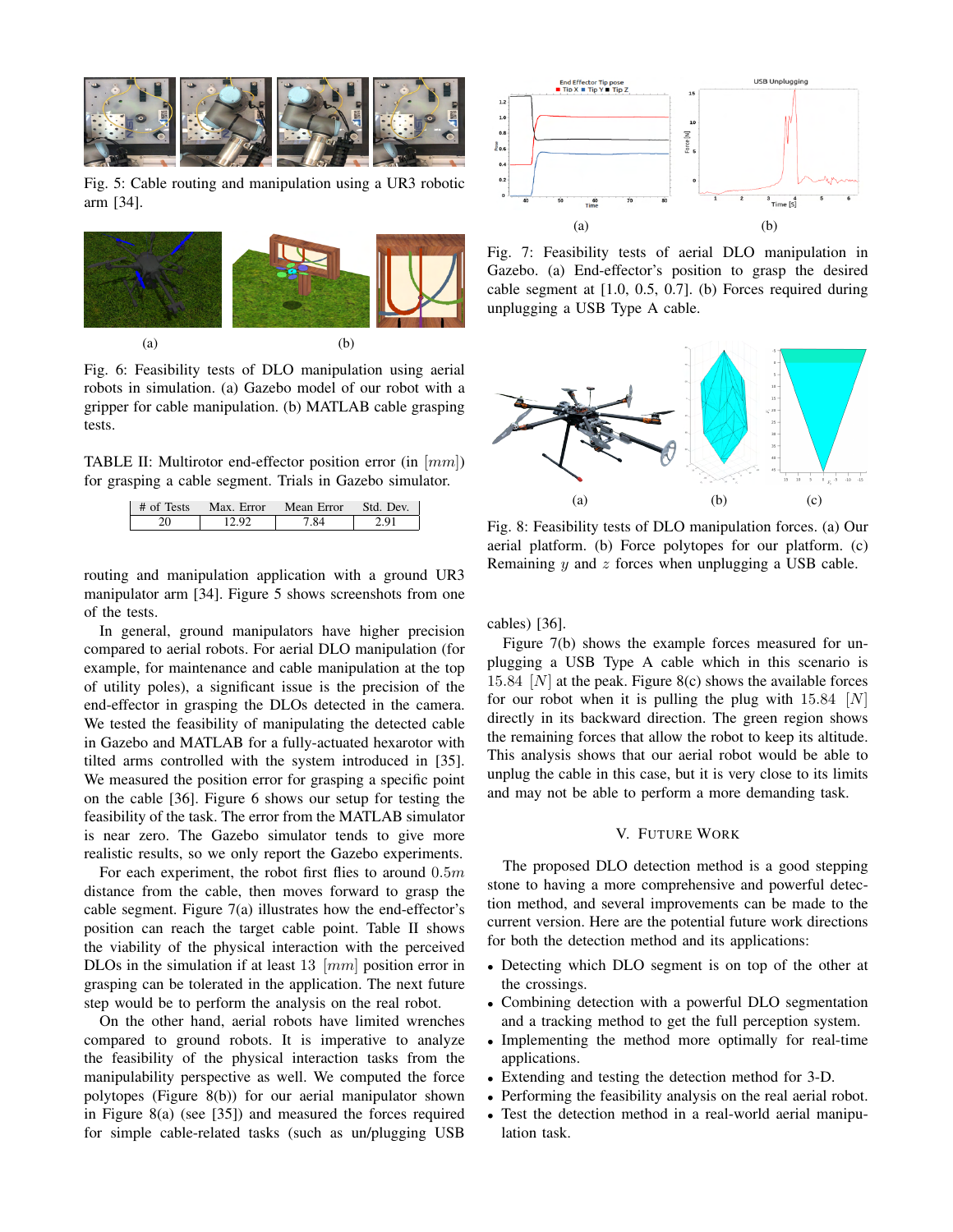Fig. 5: Cable routing and manipulation using a UR3 robotic arm [34].

(a) (b)

Fig. 6: Feasibility tests of DLO manipulation using aerial robots in simulation. (a) Gazebo model of our robot with a gripper for cable manipulation. (b) MATLAB cable grasping tests.

TABLE II: Multirotor end-effector position error (in $[mm]$) for grasping a cable segment. Trials in Gazebo simulator.

| # of Tests | Max. Error | Mean Error | Std. Dev. |
|---|---|---|---|
| 20 | 12.92 | 7.84 | 2.91 |

routing and manipulation application with a ground UR3 manipulator arm [34]. Figure 5 shows screenshots from one of the tests.

In general, ground manipulators have higher precision compared to aerial robots. For aerial DLO manipulation (for example, for maintenance and cable manipulation at the top of utility poles), a significant issue is the precision of the end-effector in grasping the DLOs detected in the camera. We tested the feasibility of manipulating the detected cable in Gazebo and MATLAB for a fully-actuated hexarotor with tilted arms controlled with the system introduced in [35]. We measured the position error for grasping a specific point on the cable [36]. Figure 6 shows our setup for testing the feasibility of the task. The error from the MATLAB simulator is near zero. The Gazebo simulator tends to give more realistic results, so we only report the Gazebo experiments.

For each experiment, the robot first flies to around $0.5m$ distance from the cable, then moves forward to grasp the cable segment. Figure 7(a) illustrates how the end-effector's position can reach the target cable point. Table II shows the viability of the physical interaction with the perceived DLOs in the simulation if at least 13 $[mm]$ position error in grasping can be tolerated in the application. The next future step would be to perform the analysis on the real robot.

On the other hand, aerial robots have limited wrenches compared to ground robots. It is imperative to analyze the feasibility of the physical interaction tasks from the manipulability perspective as well. We computed the force polytopes (Figure 8(b)) for our aerial manipulator shown in Figure 8(a) (see [35]) and measured the forces required for simple cable-related tasks (such as un/plugging USB cables) [36].

(a) (b)

Fig. 7: Feasibility tests of aerial DLO manipulation in Gazebo. (a) End-effector's position to grasp the desired cable segment at [1.0, 0.5, 0.7]. (b) Forces required during unplugging a USB Type A cable.

(a) (b) (c)

Fig. 8: Feasibility tests of DLO manipulation forces. (a) Our aerial platform. (b) Force polytopes for our platform. (c) Remaining $y$ and $z$ forces when unplugging a USB cable.

Figure 7(b) shows the example forces measured for unplugging a USB Type A cable which in this scenario is $15.84$ $[N]$ at the peak. Figure 8(c) shows the available forces for our robot when it is pulling the plug with $15.84$ $[N]$ directly in its backward direction. The green region shows the remaining forces that allow the robot to keep its altitude. This analysis shows that our aerial robot would be able to unplug the cable in this case, but it is very close to its limits and may not be able to perform a more demanding task.

## V. Future Work

The proposed DLO detection method is a good stepping stone to having a more comprehensive and powerful detection method, and several improvements can be made to the current version. Here are the potential future work directions for both the detection method and its applications:

- Detecting which DLO segment is on top of the other at the crossings.
- Combining detection with a powerful DLO segmentation and a tracking method to get the full perception system.
- Implementing the method more optimally for real-time applications.
- Extending and testing the detection method for 3-D.
- Performing the feasibility analysis on the real aerial robot.
- Test the detection method in a real-world aerial manipulation task.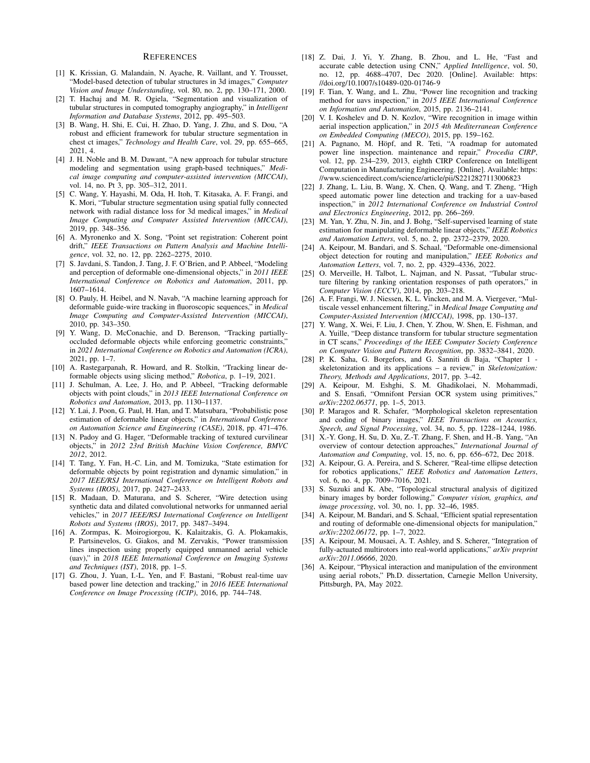# References

[1] K. Krissian, G. Malandain, N. Ayache, R. Vaillant, and Y. Trousset, "Model-based detection of tubular structures in 3d images," *Computer Vision and Image Understanding*, vol. 80, no. 2, pp. 130–171, 2000.

[2] T. Hachaj and M. R. Ogiela, "Segmentation and visualization of tubular structures in computed tomography angiography," in *Intelligent Information and Database Systems*, 2012, pp. 495–503.

[3] B. Wang, H. Shi, E. Cui, H. Zhao, D. Yang, J. Zhu, and S. Dou, "A robust and efficient framework for tubular structure segmentation in chest ct images," *Technology and Health Care*, vol. 29, pp. 655–665, 2021, 4.

[4] J. H. Noble and B. M. Dawant, "A new approach for tubular structure modeling and segmentation using graph-based techniques," *Medical image computing and computer-assisted intervention (MICCAI)*, vol. 14, no. Pt 3, pp. 305–312, 2011.

[5] C. Wang, Y. Hayashi, M. Oda, H. Itoh, T. Kitasaka, A. F. Frangi, and K. Mori, "Tubular structure segmentation using spatial fully connected network with radial distance loss for 3d medical images," in *Medical Image Computing and Computer Assisted Intervention (MICCAI)*, 2019, pp. 348–356.

[6] A. Myronenko and X. Song, "Point set registration: Coherent point drift," *IEEE Transactions on Pattern Analysis and Machine Intelligence*, vol. 32, no. 12, pp. 2262–2275, 2010.

[7] S. Javdani, S. Tandon, J. Tang, J. F. O'Brien, and P. Abbeel, "Modeling and perception of deformable one-dimensional objects," in *2011 IEEE International Conference on Robotics and Automation*, 2011, pp. 1607–1614.

[8] O. Pauly, H. Heibel, and N. Navab, "A machine learning approach for deformable guide-wire tracking in fluoroscopic sequences," in *Medical Image Computing and Computer-Assisted Intervention (MICCAI)*, 2010, pp. 343–350.

[9] Y. Wang, D. McConachie, and D. Berenson, "Tracking partially-occluded deformable objects while enforcing geometric constraints," in *2021 International Conference on Robotics and Automation (ICRA)*, 2021, pp. 1–7.

[10] A. Rastegarpanah, R. Howard, and R. Stolkin, "Tracking linear deformable objects using slicing method," *Robotica*, p. 1–19, 2021.

[11] J. Schulman, A. Lee, J. Ho, and P. Abbeel, "Tracking deformable objects with point clouds," in *2013 IEEE International Conference on Robotics and Automation*, 2013, pp. 1130–1137.

[12] Y. Lai, J. Poon, G. Paul, H. Han, and T. Matsubara, "Probabilistic pose estimation of deformable linear objects," in *International Conference on Automation Science and Engineering (CASE)*, 2018, pp. 471–476.

[13] N. Padoy and G. Hager, "Deformable tracking of textured curvilinear objects," in *2012 23rd British Machine Vision Conference, BMVC 2012*, 2012.

[14] T. Tang, Y. Fan, H.-C. Lin, and M. Tomizuka, "State estimation for deformable objects by point registration and dynamic simulation," in *2017 IEEE/RSJ International Conference on Intelligent Robots and Systems (IROS)*, 2017, pp. 2427–2433.

[15] R. Madaan, D. Maturana, and S. Scherer, "Wire detection using synthetic data and dilated convolutional networks for unmanned aerial vehicles," in *2017 IEEE/RSJ International Conference on Intelligent Robots and Systems (IROS)*, 2017, pp. 3487–3494.

[16] A. Zormpas, K. Moirogiorgou, K. Kalaitzakis, G. A. Plokamakis, P. Partsinevelos, G. Giakos, and M. Zervakis, "Power transmission lines inspection using properly equipped unmanned aerial vehicle (uav)," in *2018 IEEE International Conference on Imaging Systems and Techniques (IST)*, 2018, pp. 1–5.

[17] G. Zhou, J. Yuan, I.-L. Yen, and F. Bastani, "Robust real-time uav based power line detection and tracking," in *2016 IEEE International Conference on Image Processing (ICIP)*, 2016, pp. 744–748.

[18] Z. Dai, J. Yi, Y. Zhang, B. Zhou, and L. He, "Fast and accurate cable detection using CNN," *Applied Intelligence*, vol. 50, no. 12, pp. 4688–4707, Dec 2020. [Online]. Available: https://doi.org/10.1007/s10489-020-01746-9

[19] F. Tian, Y. Wang, and L. Zhu, "Power line recognition and tracking method for uavs inspection," in *2015 IEEE International Conference on Information and Automation*, 2015, pp. 2136–2141.

[20] V. I. Koshelev and D. N. Kozlov, "Wire recognition in image within aerial inspection application," in *2015 4th Mediterranean Conference on Embedded Computing (MECO)*, 2015, pp. 159–162.

[21] A. Pagnano, M. Höpf, and R. Teti, "A roadmap for automated power line inspection. maintenance and repair," *Procedia CIRP*, vol. 12, pp. 234–239, 2013, eighth CIRP Conference on Intelligent Computation in Manufacturing Engineering. [Online]. Available: https://www.sciencedirect.com/science/article/pii/S2212827113006823

[22] J. Zhang, L. Liu, B. Wang, X. Chen, Q. Wang, and T. Zheng, "High speed automatic power line detection and tracking for a uav-based inspection," in *2012 International Conference on Industrial Control and Electronics Engineering*, 2012, pp. 266–269.

[23] M. Yan, Y. Zhu, N. Jin, and J. Bohg, "Self-supervised learning of state estimation for manipulating deformable linear objects," *IEEE Robotics and Automation Letters*, vol. 5, no. 2, pp. 2372–2379, 2020.

[24] A. Keipour, M. Bandari, and S. Schaal, "Deformable one-dimensional object detection for routing and manipulation," *IEEE Robotics and Automation Letters*, vol. 7, no. 2, pp. 4329–4336, 2022.

[25] O. Merveille, H. Talbot, L. Najman, and N. Passat, "Tubular structure filtering by ranking orientation responses of path operators," in *Computer Vision (ECCV)*, 2014, pp. 203–218.

[26] A. F. Frangi, W. J. Niessen, K. L. Vincken, and M. A. Viergever, "Multiscale vessel enhancement filtering," in *Medical Image Computing and Computer-Assisted Intervention (MICCAI)*, 1998, pp. 130–137.

[27] Y. Wang, X. Wei, F. Liu, J. Chen, Y. Zhou, W. Shen, E. Fishman, and A. Yuille, "Deep distance transform for tubular structure segmentation in CT scans," *Proceedings of the IEEE Computer Society Conference on Computer Vision and Pattern Recognition*, pp. 3832–3841, 2020.

[28] P. K. Saha, G. Borgefors, and G. Sanniti di Baja, "Chapter 1 - skeletonization and its applications – a review," in *Skeletonization: Theory, Methods and Applications*, 2017, pp. 3–42.

[29] A. Keipour, M. Eshghi, S. M. Ghadikolaei, N. Mohammadi, and S. Ensafi, "Omnifont Persian OCR system using primitives," *arXiv:2202.06371*, pp. 1–5, 2013.

[30] P. Maragos and R. Schafer, "Morphological skeleton representation and coding of binary images," *IEEE Transactions on Acoustics, Speech, and Signal Processing*, vol. 34, no. 5, pp. 1228–1244, 1986.

[31] X.-Y. Gong, H. Su, D. Xu, Z.-T. Zhang, F. Shen, and H.-B. Yang, "An overview of contour detection approaches," *International Journal of Automation and Computing*, vol. 15, no. 6, pp. 656–672, Dec 2018.

[32] A. Keipour, G. A. Pereira, and S. Scherer, "Real-time ellipse detection for robotics applications," *IEEE Robotics and Automation Letters*, vol. 6, no. 4, pp. 7009–7016, 2021.

[33] S. Suzuki and K. Abe, "Topological structural analysis of digitized binary images by border following," *Computer vision, graphics, and image processing*, vol. 30, no. 1, pp. 32–46, 1985.

[34] A. Keipour, M. Bandari, and S. Schaal, "Efficient spatial representation and routing of deformable one-dimensional objects for manipulation," *arXiv:2202.06172*, pp. 1–7, 2022.

[35] A. Keipour, M. Mousaei, A. T. Ashley, and S. Scherer, "Integration of fully-actuated multirotors into real-world applications," *arXiv preprint arXiv:2011.06666*, 2020.

[36] A. Keipour, "Physical interaction and manipulation of the environment using aerial robots," Ph.D. dissertation, Carnegie Mellon University, Pittsburgh, PA, May 2022.